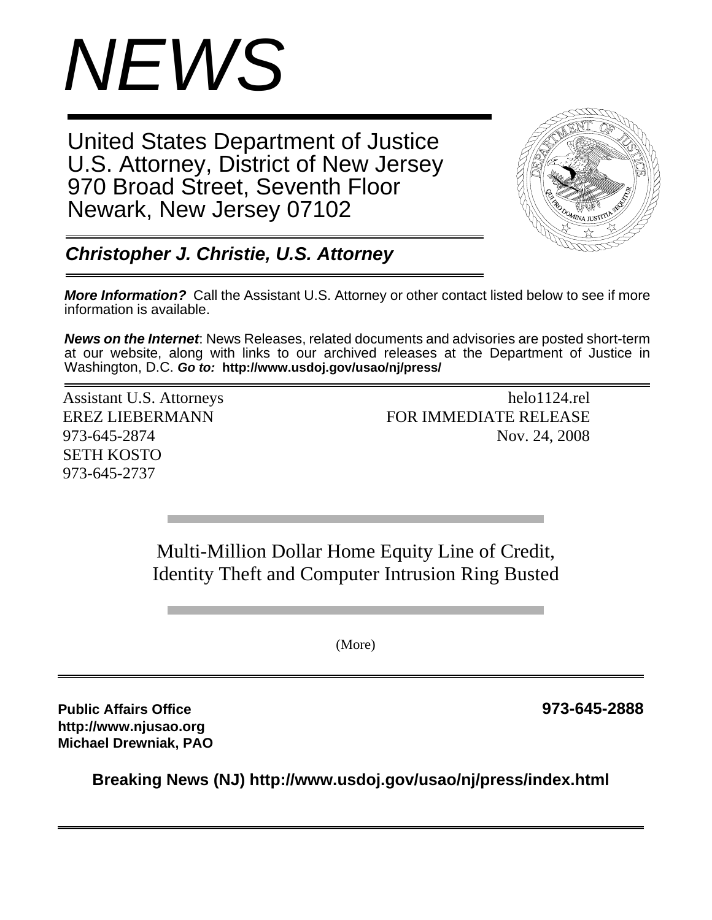# *NEWS*

United States Department of Justice
U.S. Attorney, District of New Jersey
970 Broad Street, Seventh Floor
Newark, New Jersey 07102

***Christopher J. Christie, U.S. Attorney***

***More Information?*** Call the Assistant U.S. Attorney or other contact listed below to see if more information is available.

***News on the Internet***: News Releases, related documents and advisories are posted short-term at our website, along with links to our archived releases at the Department of Justice in Washington, D.C. ***Go to:*** **http://www.usdoj.gov/usao/nj/press/**

Assistant U.S. Attorneys
EREZ LIEBERMANN
973-645-2874
SETH KOSTO
973-645-2737

helo1124.rel
FOR IMMEDIATE RELEASE
Nov. 24, 2008

## Multi-Million Dollar Home Equity Line of Credit, Identity Theft and Computer Intrusion Ring Busted

(More)

**Public Affairs Office** **973-645-2888**
**http://www.njusao.org**
**Michael Drewniak, PAO**

**Breaking News (NJ) http://www.usdoj.gov/usao/nj/press/index.html**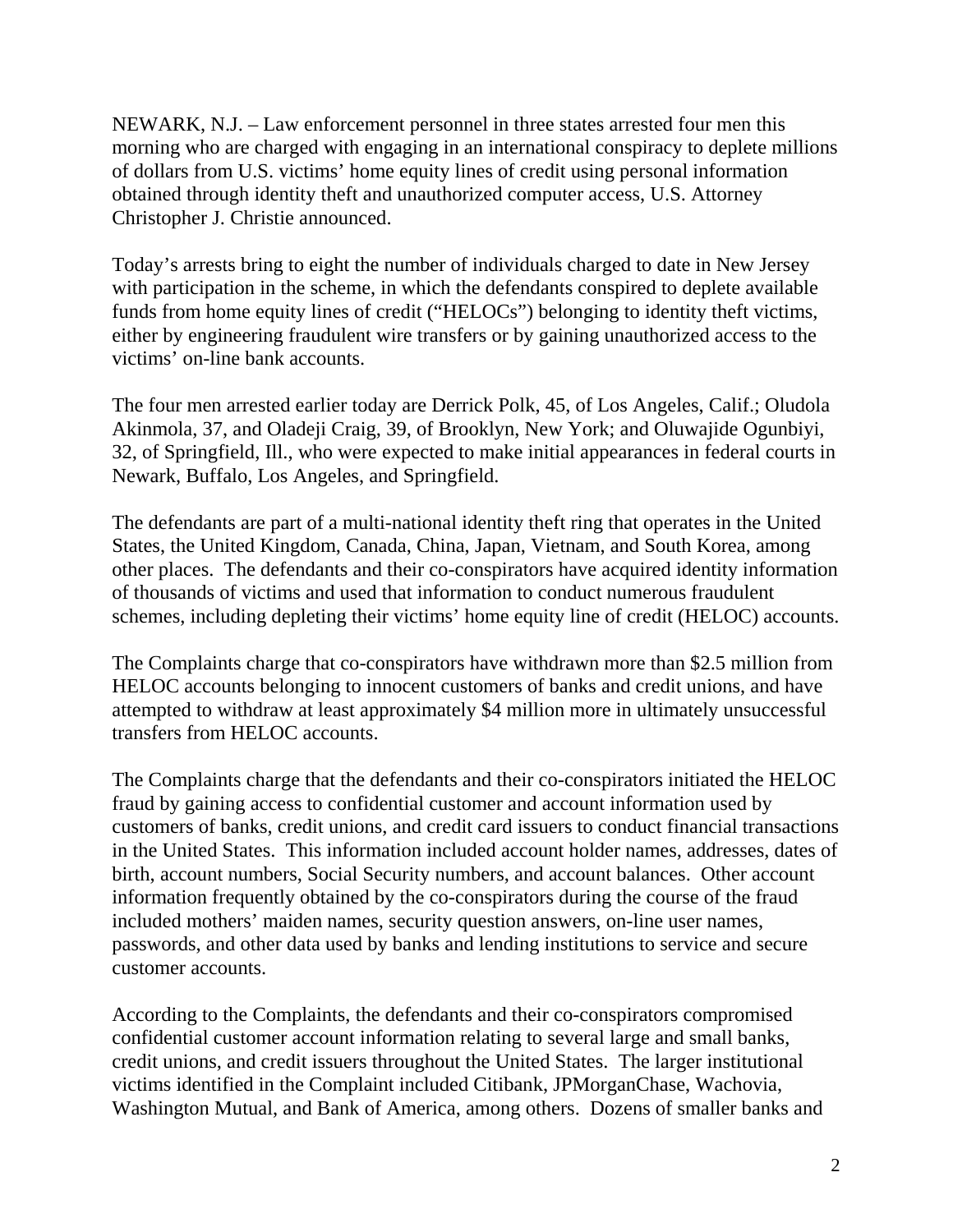NEWARK, N.J. – Law enforcement personnel in three states arrested four men this morning who are charged with engaging in an international conspiracy to deplete millions of dollars from U.S. victims' home equity lines of credit using personal information obtained through identity theft and unauthorized computer access, U.S. Attorney Christopher J. Christie announced.

Today's arrests bring to eight the number of individuals charged to date in New Jersey with participation in the scheme, in which the defendants conspired to deplete available funds from home equity lines of credit ("HELOCs") belonging to identity theft victims, either by engineering fraudulent wire transfers or by gaining unauthorized access to the victims' on-line bank accounts.

The four men arrested earlier today are Derrick Polk, 45, of Los Angeles, Calif.; Oludola Akinmola, 37, and Oladeji Craig, 39, of Brooklyn, New York; and Oluwajide Ogunbiyi, 32, of Springfield, Ill., who were expected to make initial appearances in federal courts in Newark, Buffalo, Los Angeles, and Springfield.

The defendants are part of a multi-national identity theft ring that operates in the United States, the United Kingdom, Canada, China, Japan, Vietnam, and South Korea, among other places. The defendants and their co-conspirators have acquired identity information of thousands of victims and used that information to conduct numerous fraudulent schemes, including depleting their victims' home equity line of credit (HELOC) accounts.

The Complaints charge that co-conspirators have withdrawn more than $2.5 million from HELOC accounts belonging to innocent customers of banks and credit unions, and have attempted to withdraw at least approximately $4 million more in ultimately unsuccessful transfers from HELOC accounts.

The Complaints charge that the defendants and their co-conspirators initiated the HELOC fraud by gaining access to confidential customer and account information used by customers of banks, credit unions, and credit card issuers to conduct financial transactions in the United States. This information included account holder names, addresses, dates of birth, account numbers, Social Security numbers, and account balances. Other account information frequently obtained by the co-conspirators during the course of the fraud included mothers' maiden names, security question answers, on-line user names, passwords, and other data used by banks and lending institutions to service and secure customer accounts.

According to the Complaints, the defendants and their co-conspirators compromised confidential customer account information relating to several large and small banks, credit unions, and credit issuers throughout the United States. The larger institutional victims identified in the Complaint included Citibank, JPMorganChase, Wachovia, Washington Mutual, and Bank of America, among others. Dozens of smaller banks and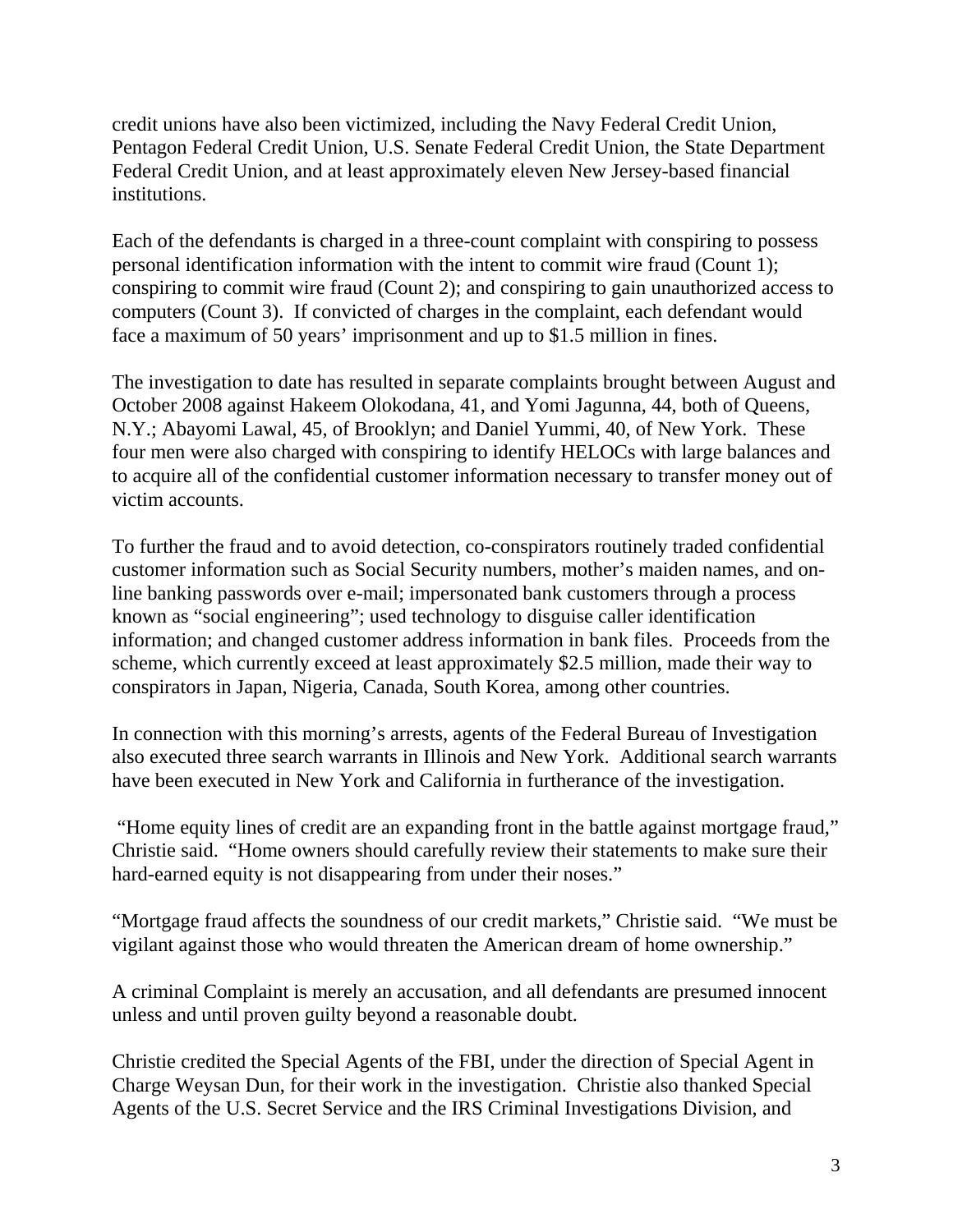credit unions have also been victimized, including the Navy Federal Credit Union, Pentagon Federal Credit Union, U.S. Senate Federal Credit Union, the State Department Federal Credit Union, and at least approximately eleven New Jersey-based financial institutions.

Each of the defendants is charged in a three-count complaint with conspiring to possess personal identification information with the intent to commit wire fraud (Count 1); conspiring to commit wire fraud (Count 2); and conspiring to gain unauthorized access to computers (Count 3). If convicted of charges in the complaint, each defendant would face a maximum of 50 years' imprisonment and up to $1.5 million in fines.

The investigation to date has resulted in separate complaints brought between August and October 2008 against Hakeem Olokodana, 41, and Yomi Jagunna, 44, both of Queens, N.Y.; Abayomi Lawal, 45, of Brooklyn; and Daniel Yummi, 40, of New York. These four men were also charged with conspiring to identify HELOCs with large balances and to acquire all of the confidential customer information necessary to transfer money out of victim accounts.

To further the fraud and to avoid detection, co-conspirators routinely traded confidential customer information such as Social Security numbers, mother's maiden names, and on-line banking passwords over e-mail; impersonated bank customers through a process known as "social engineering"; used technology to disguise caller identification information; and changed customer address information in bank files. Proceeds from the scheme, which currently exceed at least approximately $2.5 million, made their way to conspirators in Japan, Nigeria, Canada, South Korea, among other countries.

In connection with this morning's arrests, agents of the Federal Bureau of Investigation also executed three search warrants in Illinois and New York. Additional search warrants have been executed in New York and California in furtherance of the investigation.

"Home equity lines of credit are an expanding front in the battle against mortgage fraud," Christie said. "Home owners should carefully review their statements to make sure their hard-earned equity is not disappearing from under their noses."

"Mortgage fraud affects the soundness of our credit markets," Christie said. "We must be vigilant against those who would threaten the American dream of home ownership."

A criminal Complaint is merely an accusation, and all defendants are presumed innocent unless and until proven guilty beyond a reasonable doubt.

Christie credited the Special Agents of the FBI, under the direction of Special Agent in Charge Weysan Dun, for their work in the investigation. Christie also thanked Special Agents of the U.S. Secret Service and the IRS Criminal Investigations Division, and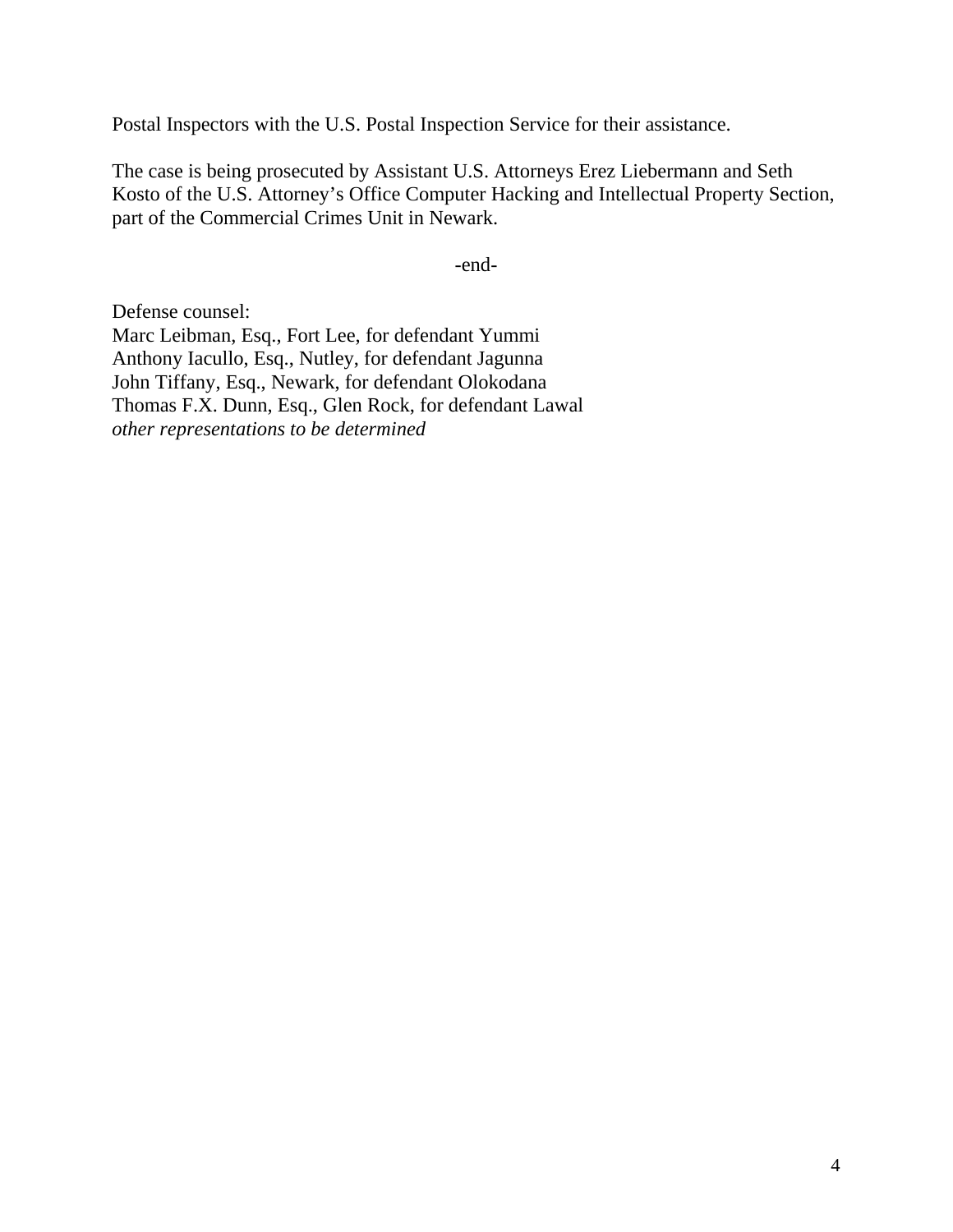Postal Inspectors with the U.S. Postal Inspection Service for their assistance.

The case is being prosecuted by Assistant U.S. Attorneys Erez Liebermann and Seth Kosto of the U.S. Attorney's Office Computer Hacking and Intellectual Property Section, part of the Commercial Crimes Unit in Newark.

-end-

Defense counsel:
Marc Leibman, Esq., Fort Lee, for defendant Yummi
Anthony Iacullo, Esq., Nutley, for defendant Jagunna
John Tiffany, Esq., Newark, for defendant Olokodana
Thomas F.X. Dunn, Esq., Glen Rock, for defendant Lawal
*other representations to be determined*